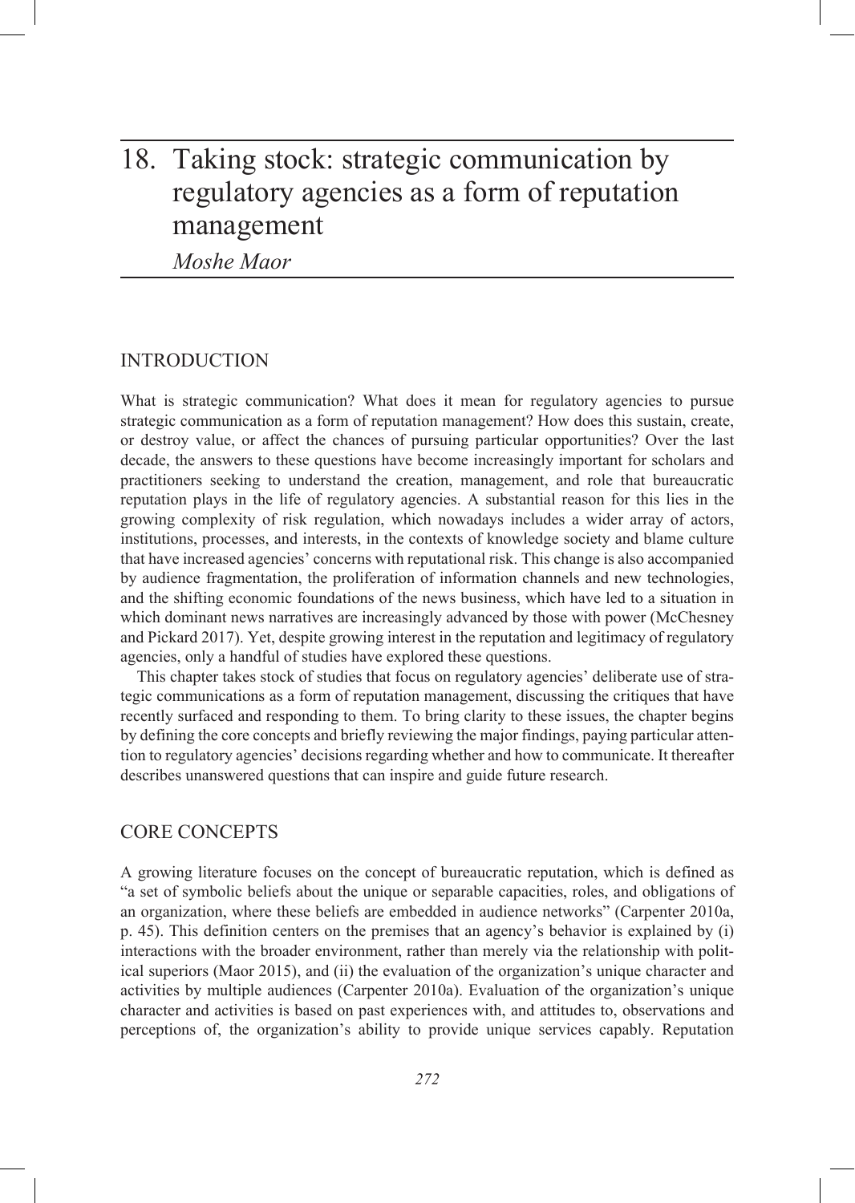# 18. Taking stock: strategic communication by regulatory agencies as a form of reputation management

*Moshe Maor*

## INTRODUCTION

What is strategic communication? What does it mean for regulatory agencies to pursue strategic communication as a form of reputation management? How does this sustain, create, or destroy value, or affect the chances of pursuing particular opportunities? Over the last decade, the answers to these questions have become increasingly important for scholars and practitioners seeking to understand the creation, management, and role that bureaucratic reputation plays in the life of regulatory agencies. A substantial reason for this lies in the growing complexity of risk regulation, which nowadays includes a wider array of actors, institutions, processes, and interests, in the contexts of knowledge society and blame culture that have increased agencies' concerns with reputational risk. This change is also accompanied by audience fragmentation, the proliferation of information channels and new technologies, and the shifting economic foundations of the news business, which have led to a situation in which dominant news narratives are increasingly advanced by those with power (McChesney and Pickard 2017). Yet, despite growing interest in the reputation and legitimacy of regulatory agencies, only a handful of studies have explored these questions.

This chapter takes stock of studies that focus on regulatory agencies' deliberate use of strategic communications as a form of reputation management, discussing the critiques that have recently surfaced and responding to them. To bring clarity to these issues, the chapter begins by defining the core concepts and briefly reviewing the major findings, paying particular attention to regulatory agencies' decisions regarding whether and how to communicate. It thereafter describes unanswered questions that can inspire and guide future research.

## CORE CONCEPTS

A growing literature focuses on the concept of bureaucratic reputation, which is defined as "a set of symbolic beliefs about the unique or separable capacities, roles, and obligations of an organization, where these beliefs are embedded in audience networks" (Carpenter 2010a, p. 45). This definition centers on the premises that an agency's behavior is explained by (i) interactions with the broader environment, rather than merely via the relationship with political superiors (Maor 2015), and (ii) the evaluation of the organization's unique character and activities by multiple audiences (Carpenter 2010a). Evaluation of the organization's unique character and activities is based on past experiences with, and attitudes to, observations and perceptions of, the organization's ability to provide unique services capably. Reputation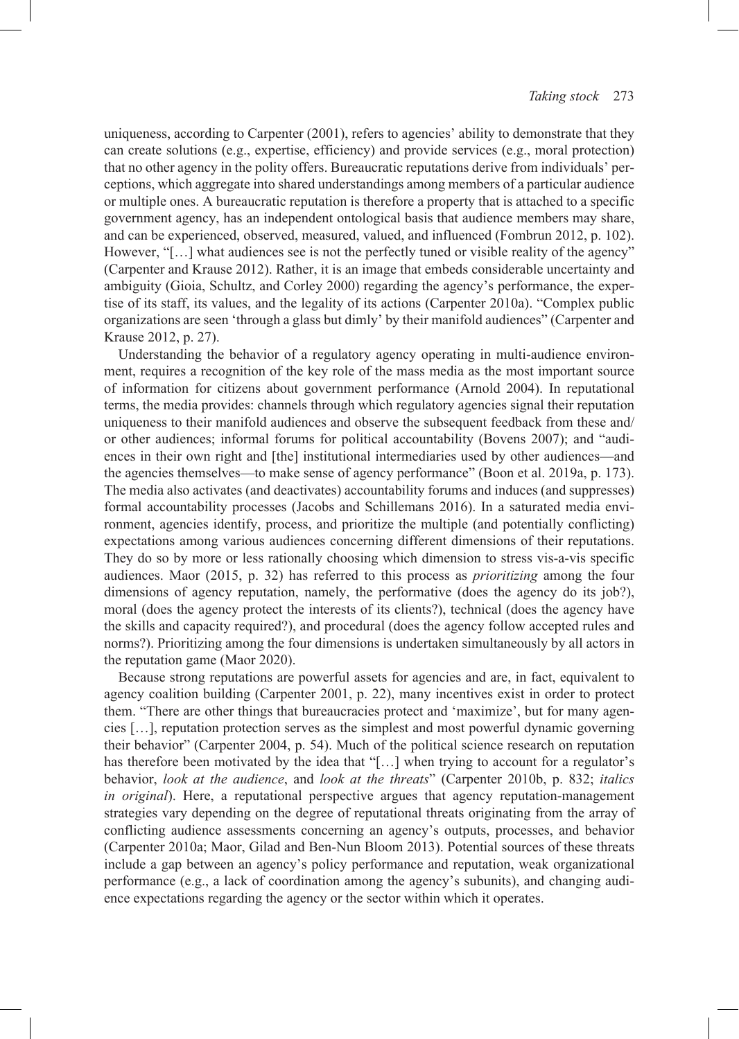uniqueness, according to Carpenter (2001), refers to agencies' ability to demonstrate that they can create solutions (e.g., expertise, efficiency) and provide services (e.g., moral protection) that no other agency in the polity offers. Bureaucratic reputations derive from individuals' perceptions, which aggregate into shared understandings among members of a particular audience or multiple ones. A bureaucratic reputation is therefore a property that is attached to a specific government agency, has an independent ontological basis that audience members may share, and can be experienced, observed, measured, valued, and influenced (Fombrun 2012, p. 102). However, "[…] what audiences see is not the perfectly tuned or visible reality of the agency" (Carpenter and Krause 2012). Rather, it is an image that embeds considerable uncertainty and ambiguity (Gioia, Schultz, and Corley 2000) regarding the agency's performance, the expertise of its staff, its values, and the legality of its actions (Carpenter 2010a). "Complex public organizations are seen 'through a glass but dimly' by their manifold audiences" (Carpenter and Krause 2012, p. 27).

Understanding the behavior of a regulatory agency operating in multi-audience environment, requires a recognition of the key role of the mass media as the most important source of information for citizens about government performance (Arnold 2004). In reputational terms, the media provides: channels through which regulatory agencies signal their reputation uniqueness to their manifold audiences and observe the subsequent feedback from these and/or other audiences; informal forums for political accountability (Bovens 2007); and "audiences in their own right and [the] institutional intermediaries used by other audiences—and the agencies themselves—to make sense of agency performance" (Boon et al. 2019a, p. 173). The media also activates (and deactivates) accountability forums and induces (and suppresses) formal accountability processes (Jacobs and Schillemans 2016). In a saturated media environment, agencies identify, process, and prioritize the multiple (and potentially conflicting) expectations among various audiences concerning different dimensions of their reputations. They do so by more or less rationally choosing which dimension to stress vis-a-vis specific audiences. Maor (2015, p. 32) has referred to this process as *prioritizing* among the four dimensions of agency reputation, namely, the performative (does the agency do its job?), moral (does the agency protect the interests of its clients?), technical (does the agency have the skills and capacity required?), and procedural (does the agency follow accepted rules and norms?). Prioritizing among the four dimensions is undertaken simultaneously by all actors in the reputation game (Maor 2020).

Because strong reputations are powerful assets for agencies and are, in fact, equivalent to agency coalition building (Carpenter 2001, p. 22), many incentives exist in order to protect them. "There are other things that bureaucracies protect and 'maximize', but for many agencies […], reputation protection serves as the simplest and most powerful dynamic governing their behavior" (Carpenter 2004, p. 54). Much of the political science research on reputation has therefore been motivated by the idea that "[…] when trying to account for a regulator's behavior, *look at the audience*, and *look at the threats*" (Carpenter 2010b, p. 832; *italics in original*). Here, a reputational perspective argues that agency reputation-management strategies vary depending on the degree of reputational threats originating from the array of conflicting audience assessments concerning an agency's outputs, processes, and behavior (Carpenter 2010a; Maor, Gilad and Ben-Nun Bloom 2013). Potential sources of these threats include a gap between an agency's policy performance and reputation, weak organizational performance (e.g., a lack of coordination among the agency's subunits), and changing audience expectations regarding the agency or the sector within which it operates.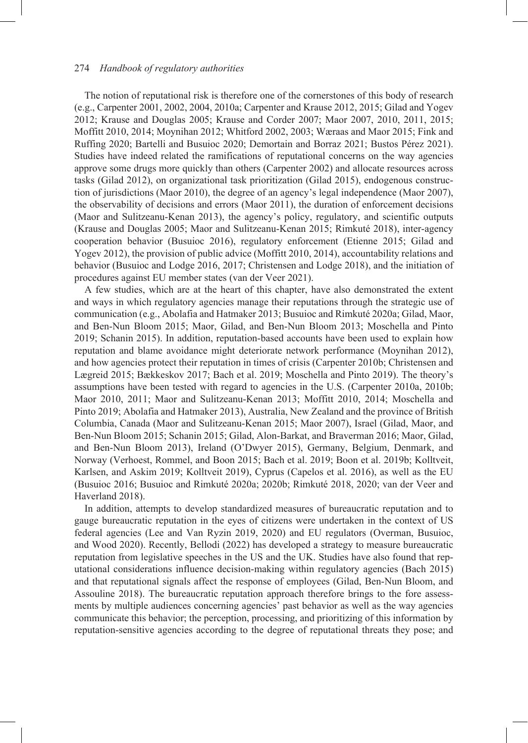The notion of reputational risk is therefore one of the cornerstones of this body of research (e.g., Carpenter 2001, 2002, 2004, 2010a; Carpenter and Krause 2012, 2015; Gilad and Yogev 2012; Krause and Douglas 2005; Krause and Corder 2007; Maor 2007, 2010, 2011, 2015; Moffitt 2010, 2014; Moynihan 2012; Whitford 2002, 2003; Wæraas and Maor 2015; Fink and Ruffing 2020; Bartelli and Busuioc 2020; Demortain and Borraz 2021; Bustos Pérez 2021). Studies have indeed related the ramifications of reputational concerns on the way agencies approve some drugs more quickly than others (Carpenter 2002) and allocate resources across tasks (Gilad 2012), on organizational task prioritization (Gilad 2015), endogenous construction of jurisdictions (Maor 2010), the degree of an agency's legal independence (Maor 2007), the observability of decisions and errors (Maor 2011), the duration of enforcement decisions (Maor and Sulitzeanu-Kenan 2013), the agency's policy, regulatory, and scientific outputs (Krause and Douglas 2005; Maor and Sulitzeanu-Kenan 2015; Rimkuté 2018), inter-agency cooperation behavior (Busuioc 2016), regulatory enforcement (Etienne 2015; Gilad and Yogev 2012), the provision of public advice (Moffitt 2010, 2014), accountability relations and behavior (Busuioc and Lodge 2016, 2017; Christensen and Lodge 2018), and the initiation of procedures against EU member states (van der Veer 2021).

A few studies, which are at the heart of this chapter, have also demonstrated the extent and ways in which regulatory agencies manage their reputations through the strategic use of communication (e.g., Abolafia and Hatmaker 2013; Busuioc and Rimkuté 2020a; Gilad, Maor, and Ben-Nun Bloom 2015; Maor, Gilad, and Ben-Nun Bloom 2013; Moschella and Pinto 2019; Schanin 2015). In addition, reputation-based accounts have been used to explain how reputation and blame avoidance might deteriorate network performance (Moynihan 2012), and how agencies protect their reputation in times of crisis (Carpenter 2010b; Christensen and Lægreid 2015; Bækkeskov 2017; Bach et al. 2019; Moschella and Pinto 2019). The theory's assumptions have been tested with regard to agencies in the U.S. (Carpenter 2010a, 2010b; Maor 2010, 2011; Maor and Sulitzeanu-Kenan 2013; Moffitt 2010, 2014; Moschella and Pinto 2019; Abolafia and Hatmaker 2013), Australia, New Zealand and the province of British Columbia, Canada (Maor and Sulitzeanu-Kenan 2015; Maor 2007), Israel (Gilad, Maor, and Ben-Nun Bloom 2015; Schanin 2015; Gilad, Alon-Barkat, and Braverman 2016; Maor, Gilad, and Ben-Nun Bloom 2013), Ireland (O'Dwyer 2015), Germany, Belgium, Denmark, and Norway (Verhoest, Rommel, and Boon 2015; Bach et al. 2019; Boon et al. 2019b; Kolltveit, Karlsen, and Askim 2019; Kolltveit 2019), Cyprus (Capelos et al. 2016), as well as the EU (Busuioc 2016; Busuioc and Rimkuté 2020a; 2020b; Rimkuté 2018, 2020; van der Veer and Haverland 2018).

In addition, attempts to develop standardized measures of bureaucratic reputation and to gauge bureaucratic reputation in the eyes of citizens were undertaken in the context of US federal agencies (Lee and Van Ryzin 2019, 2020) and EU regulators (Overman, Busuioc, and Wood 2020). Recently, Bellodi (2022) has developed a strategy to measure bureaucratic reputation from legislative speeches in the US and the UK. Studies have also found that reputational considerations influence decision-making within regulatory agencies (Bach 2015) and that reputational signals affect the response of employees (Gilad, Ben-Nun Bloom, and Assouline 2018). The bureaucratic reputation approach therefore brings to the fore assessments by multiple audiences concerning agencies' past behavior as well as the way agencies communicate this behavior; the perception, processing, and prioritizing of this information by reputation-sensitive agencies according to the degree of reputational threats they pose; and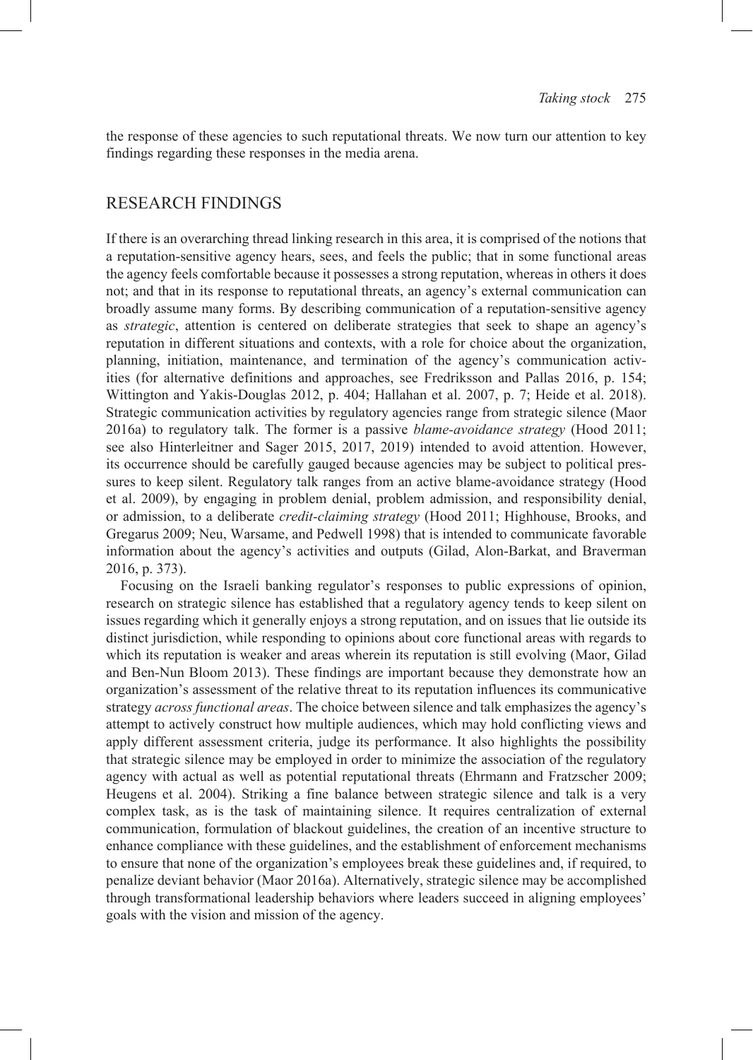the response of these agencies to such reputational threats. We now turn our attention to key findings regarding these responses in the media arena.

## RESEARCH FINDINGS

If there is an overarching thread linking research in this area, it is comprised of the notions that a reputation-sensitive agency hears, sees, and feels the public; that in some functional areas the agency feels comfortable because it possesses a strong reputation, whereas in others it does not; and that in its response to reputational threats, an agency's external communication can broadly assume many forms. By describing communication of a reputation-sensitive agency as *strategic*, attention is centered on deliberate strategies that seek to shape an agency's reputation in different situations and contexts, with a role for choice about the organization, planning, initiation, maintenance, and termination of the agency's communication activities (for alternative definitions and approaches, see Fredriksson and Pallas 2016, p. 154; Wittington and Yakis-Douglas 2012, p. 404; Hallahan et al. 2007, p. 7; Heide et al. 2018). Strategic communication activities by regulatory agencies range from strategic silence (Maor 2016a) to regulatory talk. The former is a passive *blame-avoidance strategy* (Hood 2011; see also Hinterleitner and Sager 2015, 2017, 2019) intended to avoid attention. However, its occurrence should be carefully gauged because agencies may be subject to political pressures to keep silent. Regulatory talk ranges from an active blame-avoidance strategy (Hood et al. 2009), by engaging in problem denial, problem admission, and responsibility denial, or admission, to a deliberate *credit-claiming strategy* (Hood 2011; Highhouse, Brooks, and Gregarus 2009; Neu, Warsame, and Pedwell 1998) that is intended to communicate favorable information about the agency's activities and outputs (Gilad, Alon-Barkat, and Braverman 2016, p. 373).

Focusing on the Israeli banking regulator's responses to public expressions of opinion, research on strategic silence has established that a regulatory agency tends to keep silent on issues regarding which it generally enjoys a strong reputation, and on issues that lie outside its distinct jurisdiction, while responding to opinions about core functional areas with regards to which its reputation is weaker and areas wherein its reputation is still evolving (Maor, Gilad and Ben-Nun Bloom 2013). These findings are important because they demonstrate how an organization's assessment of the relative threat to its reputation influences its communicative strategy *across functional areas*. The choice between silence and talk emphasizes the agency's attempt to actively construct how multiple audiences, which may hold conflicting views and apply different assessment criteria, judge its performance. It also highlights the possibility that strategic silence may be employed in order to minimize the association of the regulatory agency with actual as well as potential reputational threats (Ehrmann and Fratzscher 2009; Heugens et al. 2004). Striking a fine balance between strategic silence and talk is a very complex task, as is the task of maintaining silence. It requires centralization of external communication, formulation of blackout guidelines, the creation of an incentive structure to enhance compliance with these guidelines, and the establishment of enforcement mechanisms to ensure that none of the organization's employees break these guidelines and, if required, to penalize deviant behavior (Maor 2016a). Alternatively, strategic silence may be accomplished through transformational leadership behaviors where leaders succeed in aligning employees' goals with the vision and mission of the agency.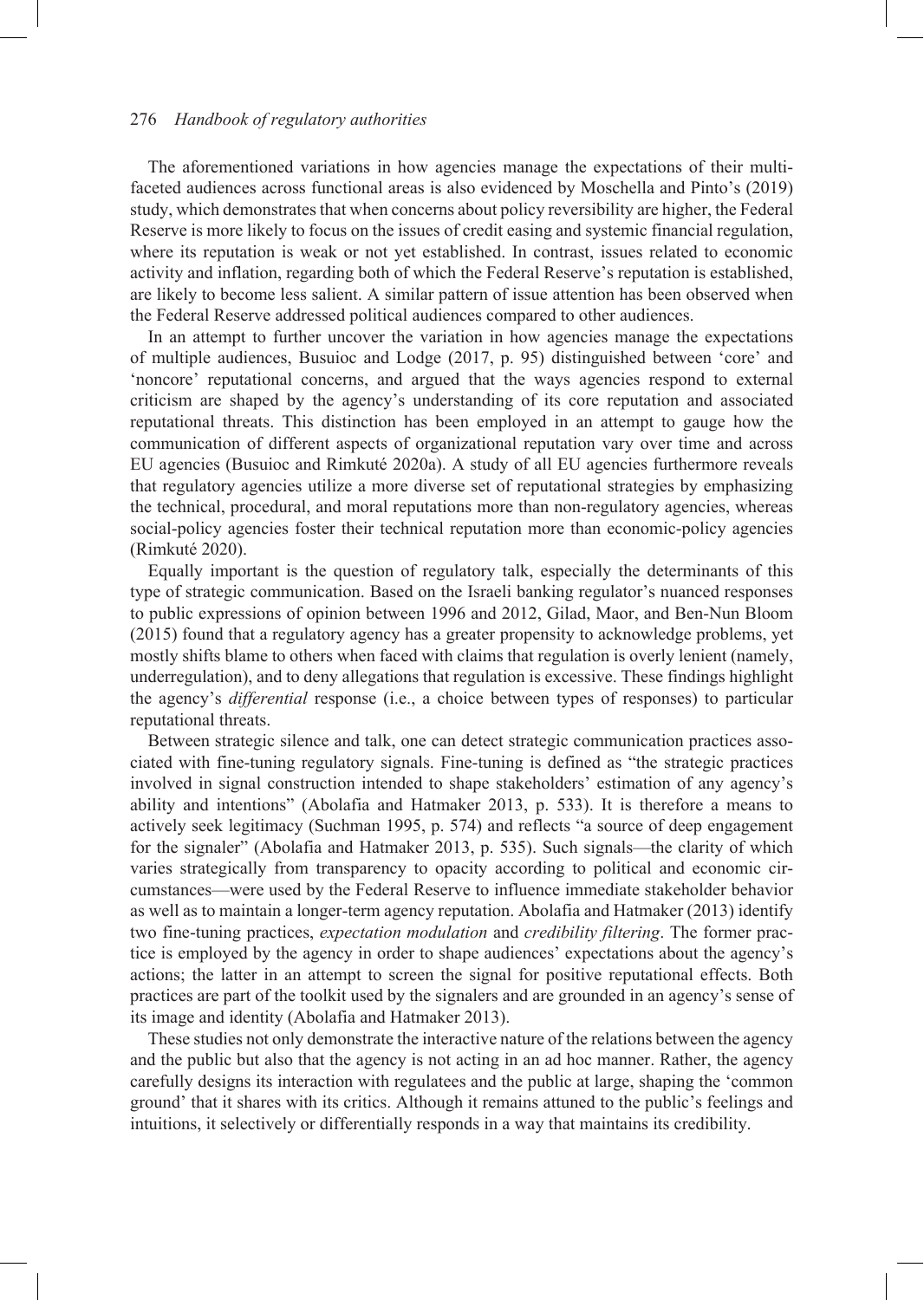The aforementioned variations in how agencies manage the expectations of their multifaceted audiences across functional areas is also evidenced by Moschella and Pinto's (2019) study, which demonstrates that when concerns about policy reversibility are higher, the Federal Reserve is more likely to focus on the issues of credit easing and systemic financial regulation, where its reputation is weak or not yet established. In contrast, issues related to economic activity and inflation, regarding both of which the Federal Reserve's reputation is established, are likely to become less salient. A similar pattern of issue attention has been observed when the Federal Reserve addressed political audiences compared to other audiences.

In an attempt to further uncover the variation in how agencies manage the expectations of multiple audiences, Busuioc and Lodge (2017, p. 95) distinguished between 'core' and 'noncore' reputational concerns, and argued that the ways agencies respond to external criticism are shaped by the agency's understanding of its core reputation and associated reputational threats. This distinction has been employed in an attempt to gauge how the communication of different aspects of organizational reputation vary over time and across EU agencies (Busuioc and Rimkuté 2020a). A study of all EU agencies furthermore reveals that regulatory agencies utilize a more diverse set of reputational strategies by emphasizing the technical, procedural, and moral reputations more than non-regulatory agencies, whereas social-policy agencies foster their technical reputation more than economic-policy agencies (Rimkuté 2020).

Equally important is the question of regulatory talk, especially the determinants of this type of strategic communication. Based on the Israeli banking regulator's nuanced responses to public expressions of opinion between 1996 and 2012, Gilad, Maor, and Ben-Nun Bloom (2015) found that a regulatory agency has a greater propensity to acknowledge problems, yet mostly shifts blame to others when faced with claims that regulation is overly lenient (namely, underregulation), and to deny allegations that regulation is excessive. These findings highlight the agency's *differential* response (i.e., a choice between types of responses) to particular reputational threats.

Between strategic silence and talk, one can detect strategic communication practices associated with fine-tuning regulatory signals. Fine-tuning is defined as "the strategic practices involved in signal construction intended to shape stakeholders' estimation of any agency's ability and intentions" (Abolafia and Hatmaker 2013, p. 533). It is therefore a means to actively seek legitimacy (Suchman 1995, p. 574) and reflects "a source of deep engagement for the signaler" (Abolafia and Hatmaker 2013, p. 535). Such signals—the clarity of which varies strategically from transparency to opacity according to political and economic circumstances—were used by the Federal Reserve to influence immediate stakeholder behavior as well as to maintain a longer-term agency reputation. Abolafia and Hatmaker (2013) identify two fine-tuning practices, *expectation modulation* and *credibility filtering*. The former practice is employed by the agency in order to shape audiences' expectations about the agency's actions; the latter in an attempt to screen the signal for positive reputational effects. Both practices are part of the toolkit used by the signalers and are grounded in an agency's sense of its image and identity (Abolafia and Hatmaker 2013).

These studies not only demonstrate the interactive nature of the relations between the agency and the public but also that the agency is not acting in an ad hoc manner. Rather, the agency carefully designs its interaction with regulatees and the public at large, shaping the 'common ground' that it shares with its critics. Although it remains attuned to the public's feelings and intuitions, it selectively or differentially responds in a way that maintains its credibility.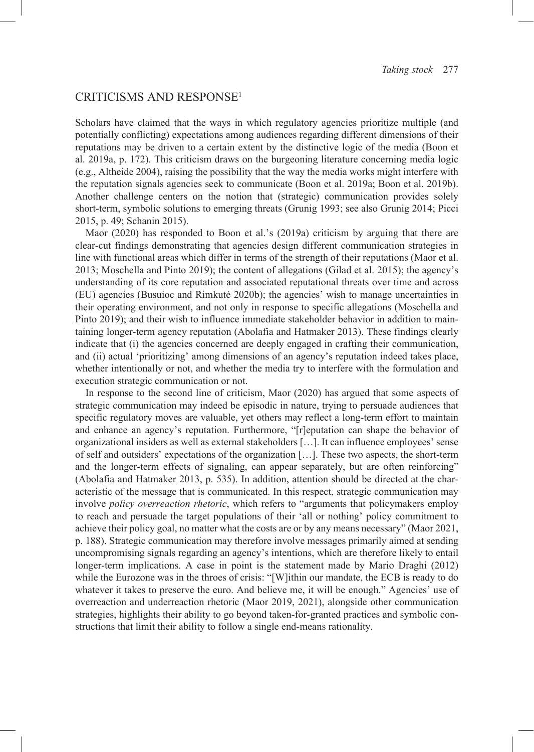## CRITICISMS AND RESPONSE[1]

Scholars have claimed that the ways in which regulatory agencies prioritize multiple (and potentially conflicting) expectations among audiences regarding different dimensions of their reputations may be driven to a certain extent by the distinctive logic of the media (Boon et al. 2019a, p. 172). This criticism draws on the burgeoning literature concerning media logic (e.g., Altheide 2004), raising the possibility that the way the media works might interfere with the reputation signals agencies seek to communicate (Boon et al. 2019a; Boon et al. 2019b). Another challenge centers on the notion that (strategic) communication provides solely short-term, symbolic solutions to emerging threats (Grunig 1993; see also Grunig 2014; Picci 2015, p. 49; Schanin 2015).

Maor (2020) has responded to Boon et al.'s (2019a) criticism by arguing that there are clear-cut findings demonstrating that agencies design different communication strategies in line with functional areas which differ in terms of the strength of their reputations (Maor et al. 2013; Moschella and Pinto 2019); the content of allegations (Gilad et al. 2015); the agency's understanding of its core reputation and associated reputational threats over time and across (EU) agencies (Busuioc and Rimkuté 2020b); the agencies' wish to manage uncertainties in their operating environment, and not only in response to specific allegations (Moschella and Pinto 2019); and their wish to influence immediate stakeholder behavior in addition to maintaining longer-term agency reputation (Abolafia and Hatmaker 2013). These findings clearly indicate that (i) the agencies concerned are deeply engaged in crafting their communication, and (ii) actual 'prioritizing' among dimensions of an agency's reputation indeed takes place, whether intentionally or not, and whether the media try to interfere with the formulation and execution strategic communication or not.

In response to the second line of criticism, Maor (2020) has argued that some aspects of strategic communication may indeed be episodic in nature, trying to persuade audiences that specific regulatory moves are valuable, yet others may reflect a long-term effort to maintain and enhance an agency's reputation. Furthermore, "[r]eputation can shape the behavior of organizational insiders as well as external stakeholders […]. It can influence employees' sense of self and outsiders' expectations of the organization […]. These two aspects, the short-term and the longer-term effects of signaling, can appear separately, but are often reinforcing" (Abolafia and Hatmaker 2013, p. 535). In addition, attention should be directed at the characteristic of the message that is communicated. In this respect, strategic communication may involve *policy overreaction rhetoric*, which refers to "arguments that policymakers employ to reach and persuade the target populations of their 'all or nothing' policy commitment to achieve their policy goal, no matter what the costs are or by any means necessary" (Maor 2021, p. 188). Strategic communication may therefore involve messages primarily aimed at sending uncompromising signals regarding an agency's intentions, which are therefore likely to entail longer-term implications. A case in point is the statement made by Mario Draghi (2012) while the Eurozone was in the throes of crisis: "[W]ithin our mandate, the ECB is ready to do whatever it takes to preserve the euro. And believe me, it will be enough." Agencies' use of overreaction and underreaction rhetoric (Maor 2019, 2021), alongside other communication strategies, highlights their ability to go beyond taken-for-granted practices and symbolic constructions that limit their ability to follow a single end-means rationality.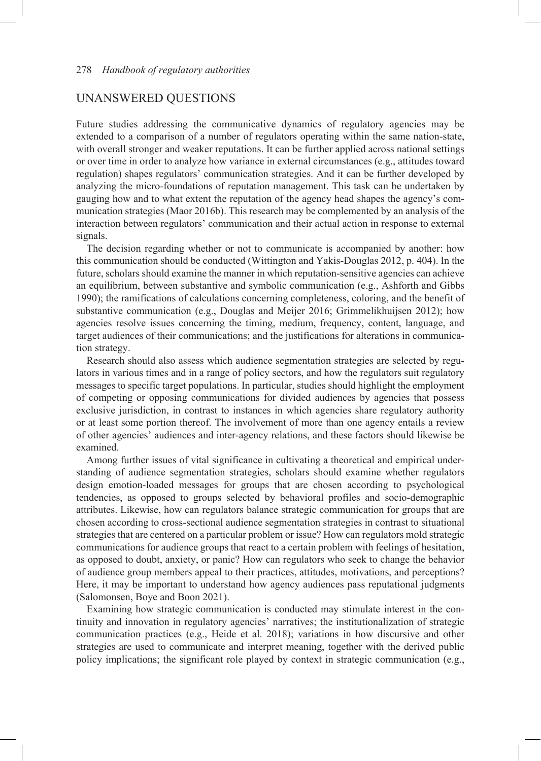## UNANSWERED QUESTIONS

Future studies addressing the communicative dynamics of regulatory agencies may be extended to a comparison of a number of regulators operating within the same nation-state, with overall stronger and weaker reputations. It can be further applied across national settings or over time in order to analyze how variance in external circumstances (e.g., attitudes toward regulation) shapes regulators' communication strategies. And it can be further developed by analyzing the micro-foundations of reputation management. This task can be undertaken by gauging how and to what extent the reputation of the agency head shapes the agency's communication strategies (Maor 2016b). This research may be complemented by an analysis of the interaction between regulators' communication and their actual action in response to external signals.

The decision regarding whether or not to communicate is accompanied by another: how this communication should be conducted (Wittington and Yakis-Douglas 2012, p. 404). In the future, scholars should examine the manner in which reputation-sensitive agencies can achieve an equilibrium, between substantive and symbolic communication (e.g., Ashforth and Gibbs 1990); the ramifications of calculations concerning completeness, coloring, and the benefit of substantive communication (e.g., Douglas and Meijer 2016; Grimmelikhuijsen 2012); how agencies resolve issues concerning the timing, medium, frequency, content, language, and target audiences of their communications; and the justifications for alterations in communication strategy.

Research should also assess which audience segmentation strategies are selected by regulators in various times and in a range of policy sectors, and how the regulators suit regulatory messages to specific target populations. In particular, studies should highlight the employment of competing or opposing communications for divided audiences by agencies that possess exclusive jurisdiction, in contrast to instances in which agencies share regulatory authority or at least some portion thereof. The involvement of more than one agency entails a review of other agencies' audiences and inter-agency relations, and these factors should likewise be examined.

Among further issues of vital significance in cultivating a theoretical and empirical understanding of audience segmentation strategies, scholars should examine whether regulators design emotion-loaded messages for groups that are chosen according to psychological tendencies, as opposed to groups selected by behavioral profiles and socio-demographic attributes. Likewise, how can regulators balance strategic communication for groups that are chosen according to cross-sectional audience segmentation strategies in contrast to situational strategies that are centered on a particular problem or issue? How can regulators mold strategic communications for audience groups that react to a certain problem with feelings of hesitation, as opposed to doubt, anxiety, or panic? How can regulators who seek to change the behavior of audience group members appeal to their practices, attitudes, motivations, and perceptions? Here, it may be important to understand how agency audiences pass reputational judgments (Salomonsen, Boye and Boon 2021).

Examining how strategic communication is conducted may stimulate interest in the continuity and innovation in regulatory agencies' narratives; the institutionalization of strategic communication practices (e.g., Heide et al. 2018); variations in how discursive and other strategies are used to communicate and interpret meaning, together with the derived public policy implications; the significant role played by context in strategic communication (e.g.,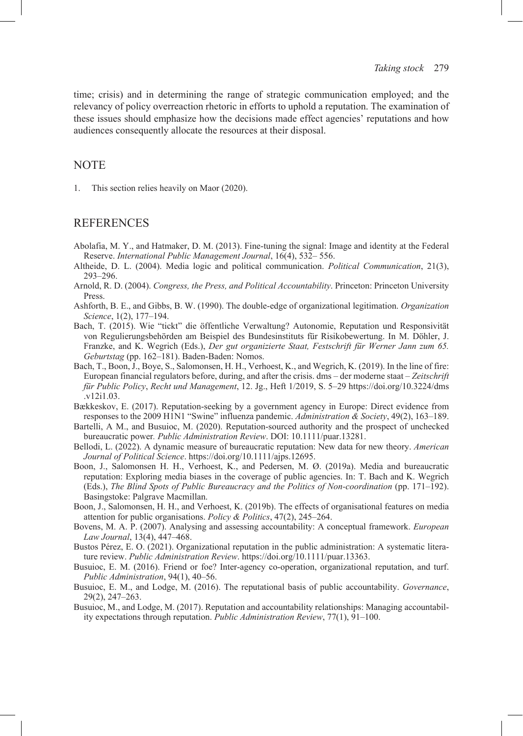time; crisis) and in determining the range of strategic communication employed; and the relevancy of policy overreaction rhetoric in efforts to uphold a reputation. The examination of these issues should emphasize how the decisions made effect agencies' reputations and how audiences consequently allocate the resources at their disposal.

## NOTE

1. This section relies heavily on Maor (2020).

## REFERENCES

Abolafia, M. Y., and Hatmaker, D. M. (2013). Fine-tuning the signal: Image and identity at the Federal Reserve. *International Public Management Journal*, 16(4), 532– 556.

Altheide, D. L. (2004). Media logic and political communication. *Political Communication*, 21(3), 293–296.

Arnold, R. D. (2004). *Congress, the Press, and Political Accountability*. Princeton: Princeton University Press.

Ashforth, B. E., and Gibbs, B. W. (1990). The double-edge of organizational legitimation. *Organization Science*, 1(2), 177–194.

Bach, T. (2015). Wie "tickt" die öffentliche Verwaltung? Autonomie, Reputation und Responsivität von Regulierungsbehörden am Beispiel des Bundesinstituts für Risikobewertung. In M. Döhler, J. Franzke, and K. Wegrich (Eds.), *Der gut organizierte Staat, Festschrift für Werner Jann zum 65. Geburtstag* (pp. 162–181). Baden-Baden: Nomos.

Bach, T., Boon, J., Boye, S., Salomonsen, H. H., Verhoest, K., and Wegrich, K. (2019). In the line of fire: European financial regulators before, during, and after the crisis. dms – der moderne staat – *Zeitschrift für Public Policy*, *Recht und Management*, 12. Jg., Heft 1/2019, S. 5–29 https://doi.org/10.3224/dms.v12i1.03.

Bækkeskov, E. (2017). Reputation-seeking by a government agency in Europe: Direct evidence from responses to the 2009 H1N1 "Swine" influenza pandemic. *Administration & Society*, 49(2), 163–189.

Bartelli, A M., and Busuioc, M. (2020). Reputation-sourced authority and the prospect of unchecked bureaucratic power*. Public Administration Review*. DOI: 10.1111/puar.13281.

Bellodi, L. (2022). A dynamic measure of bureaucratic reputation: New data for new theory. *American Journal of Political Science*. https://doi.org/10.1111/ajps.12695.

Boon, J., Salomonsen H. H., Verhoest, K., and Pedersen, M. Ø. (2019a). Media and bureaucratic reputation: Exploring media biases in the coverage of public agencies. In: T. Bach and K. Wegrich (Eds.), *The Blind Spots of Public Bureaucracy and the Politics of Non-coordination* (pp. 171–192). Basingstoke: Palgrave Macmillan.

Boon, J., Salomonsen, H. H., and Verhoest, K. (2019b). The effects of organisational features on media attention for public organisations. *Policy & Politics*, 47(2), 245–264.

Bovens, M. A. P. (2007). Analysing and assessing accountability: A conceptual framework. *European Law Journal*, 13(4), 447–468.

Bustos Pérez, E. O. (2021). Organizational reputation in the public administration: A systematic literature review. *Public Administration Review*. https://doi.org/10.1111/puar.13363.

Busuioc, E. M. (2016). Friend or foe? Inter-agency co-operation, organizational reputation, and turf. *Public Administration*, 94(1), 40–56.

Busuioc, E. M., and Lodge, M. (2016). The reputational basis of public accountability. *Governance*, 29(2), 247–263.

Busuioc, M., and Lodge, M. (2017). Reputation and accountability relationships: Managing accountability expectations through reputation. *Public Administration Review*, 77(1), 91–100.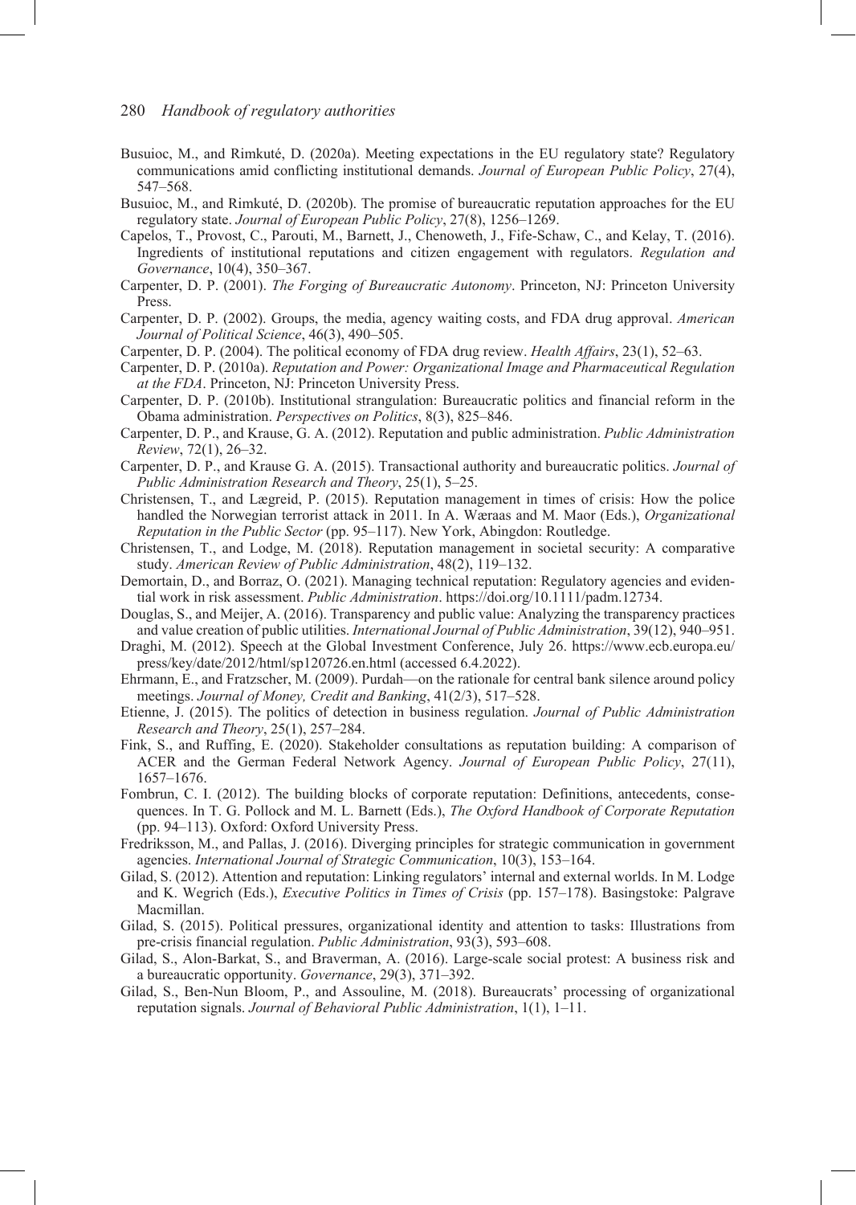Busuioc, M., and Rimkuté, D. (2020a). Meeting expectations in the EU regulatory state? Regulatory communications amid conflicting institutional demands. *Journal of European Public Policy*, 27(4), 547–568.

Busuioc, M., and Rimkuté, D. (2020b). The promise of bureaucratic reputation approaches for the EU regulatory state. *Journal of European Public Policy*, 27(8), 1256–1269.

Capelos, T., Provost, C., Parouti, M., Barnett, J., Chenoweth, J., Fife-Schaw, C., and Kelay, T. (2016). Ingredients of institutional reputations and citizen engagement with regulators. *Regulation and Governance*, 10(4), 350–367.

Carpenter, D. P. (2001). *The Forging of Bureaucratic Autonomy*. Princeton, NJ: Princeton University Press.

Carpenter, D. P. (2002). Groups, the media, agency waiting costs, and FDA drug approval. *American Journal of Political Science*, 46(3), 490–505.

Carpenter, D. P. (2004). The political economy of FDA drug review. *Health Affairs*, 23(1), 52–63.

Carpenter, D. P. (2010a). *Reputation and Power: Organizational Image and Pharmaceutical Regulation at the FDA*. Princeton, NJ: Princeton University Press.

Carpenter, D. P. (2010b). Institutional strangulation: Bureaucratic politics and financial reform in the Obama administration. *Perspectives on Politics*, 8(3), 825–846.

Carpenter, D. P., and Krause, G. A. (2012). Reputation and public administration. *Public Administration Review*, 72(1), 26–32.

Carpenter, D. P., and Krause G. A. (2015). Transactional authority and bureaucratic politics. *Journal of Public Administration Research and Theory*, 25(1), 5–25.

Christensen, T., and Lægreid, P. (2015). Reputation management in times of crisis: How the police handled the Norwegian terrorist attack in 2011. In A. Wæraas and M. Maor (Eds.), *Organizational Reputation in the Public Sector* (pp. 95–117). New York, Abingdon: Routledge.

Christensen, T., and Lodge, M. (2018). Reputation management in societal security: A comparative study. *American Review of Public Administration*, 48(2), 119–132.

Demortain, D., and Borraz, O. (2021). Managing technical reputation: Regulatory agencies and evidential work in risk assessment. *Public Administration*. https://doi.org/10.1111/padm.12734.

Douglas, S., and Meijer, A. (2016). Transparency and public value: Analyzing the transparency practices and value creation of public utilities. *International Journal of Public Administration*, 39(12), 940–951.

Draghi, M. (2012). Speech at the Global Investment Conference, July 26. https://www.ecb.europa.eu/press/key/date/2012/html/sp120726.en.html (accessed 6.4.2022).

Ehrmann, E., and Fratzscher, M. (2009). Purdah—on the rationale for central bank silence around policy meetings. *Journal of Money, Credit and Banking*, 41(2/3), 517–528.

Etienne, J. (2015). The politics of detection in business regulation. *Journal of Public Administration Research and Theory*, 25(1), 257–284.

Fink, S., and Ruffing, E. (2020). Stakeholder consultations as reputation building: A comparison of ACER and the German Federal Network Agency. *Journal of European Public Policy*, 27(11), 1657–1676.

Fombrun, C. I. (2012). The building blocks of corporate reputation: Definitions, antecedents, consequences. In T. G. Pollock and M. L. Barnett (Eds.), *The Oxford Handbook of Corporate Reputation* (pp. 94–113). Oxford: Oxford University Press.

Fredriksson, M., and Pallas, J. (2016). Diverging principles for strategic communication in government agencies. *International Journal of Strategic Communication*, 10(3), 153–164.

Gilad, S. (2012). Attention and reputation: Linking regulators' internal and external worlds. In M. Lodge and K. Wegrich (Eds.), *Executive Politics in Times of Crisis* (pp. 157–178). Basingstoke: Palgrave Macmillan.

Gilad, S. (2015). Political pressures, organizational identity and attention to tasks: Illustrations from pre-crisis financial regulation. *Public Administration*, 93(3), 593–608.

Gilad, S., Alon-Barkat, S., and Braverman, A. (2016). Large-scale social protest: A business risk and a bureaucratic opportunity. *Governance*, 29(3), 371–392.

Gilad, S., Ben-Nun Bloom, P., and Assouline, M. (2018). Bureaucrats' processing of organizational reputation signals. *Journal of Behavioral Public Administration*, 1(1), 1–11.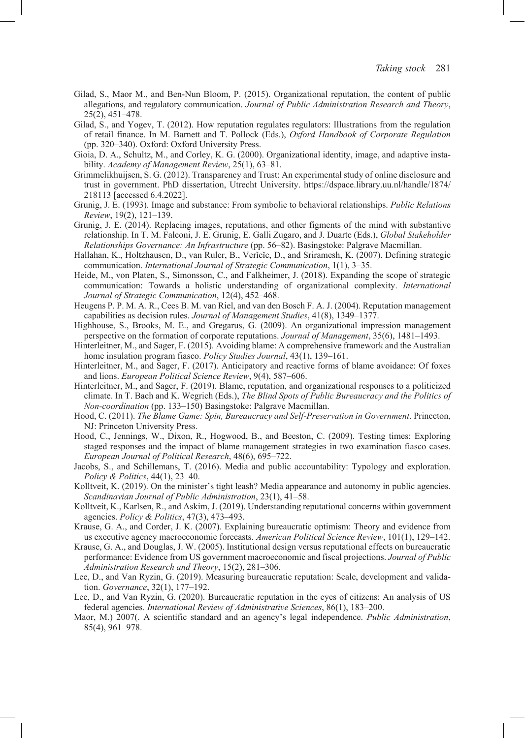Gilad, S., Maor M., and Ben-Nun Bloom, P. (2015). Organizational reputation, the content of public allegations, and regulatory communication. *Journal of Public Administration Research and Theory*, 25(2), 451–478.

Gilad, S., and Yogev, T. (2012). How reputation regulates regulators: Illustrations from the regulation of retail finance. In M. Barnett and T. Pollock (Eds.), *Oxford Handbook of Corporate Regulation* (pp. 320–340). Oxford: Oxford University Press.

Gioia, D. A., Schultz, M., and Corley, K. G. (2000). Organizational identity, image, and adaptive instability. *Academy of Management Review*, 25(1), 63–81.

Grimmelikhuijsen, S. G. (2012). Transparency and Trust: An experimental study of online disclosure and trust in government. PhD dissertation, Utrecht University. https://dspace.library.uu.nl/handle/1874/218113 [accessed 6.4.2022].

Grunig, J. E. (1993). Image and substance: From symbolic to behavioral relationships. *Public Relations Review*, 19(2), 121–139.

Grunig, J. E. (2014). Replacing images, reputations, and other figments of the mind with substantive relationship. In T. M. Falconi, J. E. Grunig, E. Galli Zugaro, and J. Duarte (Eds.), *Global Stakeholder Relationships Governance: An Infrastructure* (pp. 56–82). Basingstoke: Palgrave Macmillan.

Hallahan, K., Holtzhausen, D., van Ruler, B., Verčič, D., and Sriramesh, K. (2007). Defining strategic communication. *International Journal of Strategic Communication*, 1(1), 3–35.

Heide, M., von Platen, S., Simonsson, C., and Falkheimer, J. (2018). Expanding the scope of strategic communication: Towards a holistic understanding of organizational complexity. *International Journal of Strategic Communication*, 12(4), 452–468.

Heugens P. P. M. A. R., Cees B. M. van Riel, and van den Bosch F. A. J. (2004). Reputation management capabilities as decision rules. *Journal of Management Studies*, 41(8), 1349–1377.

Highhouse, S., Brooks, M. E., and Gregarus, G. (2009). An organizational impression management perspective on the formation of corporate reputations. *Journal of Management*, 35(6), 1481–1493.

Hinterleitner, M., and Sager, F. (2015). Avoiding blame: A comprehensive framework and the Australian home insulation program fiasco. *Policy Studies Journal*, 43(1), 139–161.

Hinterleitner, M., and Sager, F. (2017). Anticipatory and reactive forms of blame avoidance: Of foxes and lions. *European Political Science Review*, 9(4), 587–606.

Hinterleitner, M., and Sager, F. (2019). Blame, reputation, and organizational responses to a politicized climate. In T. Bach and K. Wegrich (Eds.), *The Blind Spots of Public Bureaucracy and the Politics of Non-coordination* (pp. 133–150) Basingstoke: Palgrave Macmillan.

Hood, C. (2011). *The Blame Game: Spin, Bureaucracy and Self-Preservation in Government*. Princeton, NJ: Princeton University Press.

Hood, C., Jennings, W., Dixon, R., Hogwood, B., and Beeston, C. (2009). Testing times: Exploring staged responses and the impact of blame management strategies in two examination fiasco cases. *European Journal of Political Research*, 48(6), 695–722.

Jacobs, S., and Schillemans, T. (2016). Media and public accountability: Typology and exploration. *Policy & Politics*, 44(1), 23–40.

Kolltveit, K. (2019). On the minister's tight leash? Media appearance and autonomy in public agencies. *Scandinavian Journal of Public Administration*, 23(1), 41–58.

Kolltveit, K., Karlsen, R., and Askim, J. (2019). Understanding reputational concerns within government agencies. *Policy & Politics*, 47(3), 473–493.

Krause, G. A., and Corder, J. K. (2007). Explaining bureaucratic optimism: Theory and evidence from us executive agency macroeconomic forecasts. *American Political Science Review*, 101(1), 129–142.

Krause, G. A., and Douglas, J. W. (2005). Institutional design versus reputational effects on bureaucratic performance: Evidence from US government macroeconomic and fiscal projections. *Journal of Public Administration Research and Theory*, 15(2), 281–306.

Lee, D., and Van Ryzin, G. (2019). Measuring bureaucratic reputation: Scale, development and validation. *Governance*, 32(1), 177–192.

Lee, D., and Van Ryzin, G. (2020). Bureaucratic reputation in the eyes of citizens: An analysis of US federal agencies. *International Review of Administrative Sciences*, 86(1), 183–200.

Maor, M.) 2007(. A scientific standard and an agency's legal independence. *Public Administration*, 85(4), 961–978.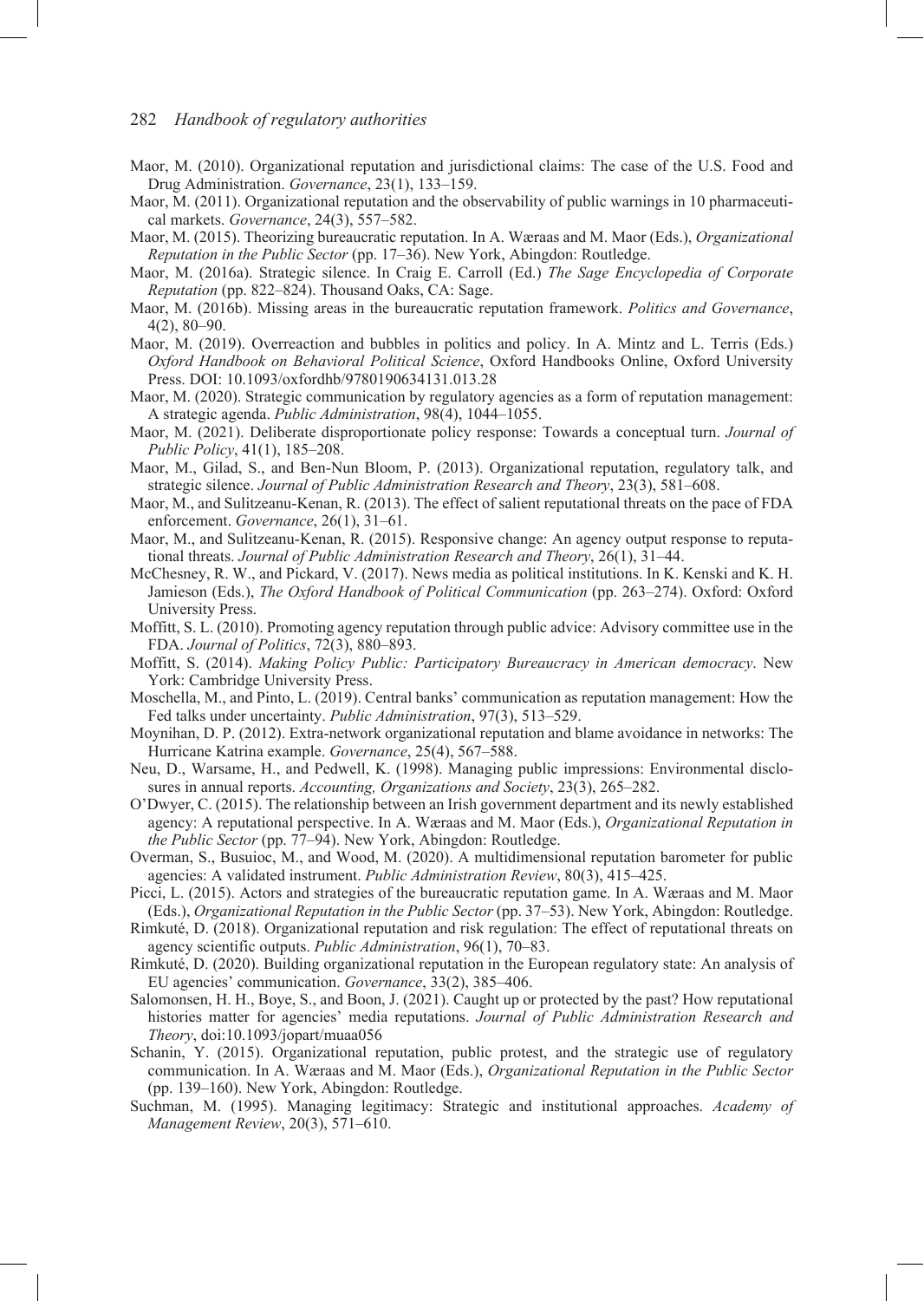Maor, M. (2010). Organizational reputation and jurisdictional claims: The case of the U.S. Food and Drug Administration. *Governance*, 23(1), 133–159.

Maor, M. (2011). Organizational reputation and the observability of public warnings in 10 pharmaceutical markets. *Governance*, 24(3), 557–582.

Maor, M. (2015). Theorizing bureaucratic reputation. In A. Wæraas and M. Maor (Eds.), *Organizational Reputation in the Public Sector* (pp. 17–36). New York, Abingdon: Routledge.

Maor, M. (2016a). Strategic silence. In Craig E. Carroll (Ed.) *The Sage Encyclopedia of Corporate Reputation* (pp. 822–824). Thousand Oaks, CA: Sage.

Maor, M. (2016b). Missing areas in the bureaucratic reputation framework. *Politics and Governance*, 4(2), 80–90.

Maor, M. (2019). Overreaction and bubbles in politics and policy. In A. Mintz and L. Terris (Eds.) *Oxford Handbook on Behavioral Political Science*, Oxford Handbooks Online, Oxford University Press. DOI: 10.1093/oxfordhb/9780190634131.013.28

Maor, M. (2020). Strategic communication by regulatory agencies as a form of reputation management: A strategic agenda. *Public Administration*, 98(4), 1044–1055.

Maor, M. (2021). Deliberate disproportionate policy response: Towards a conceptual turn. *Journal of Public Policy*, 41(1), 185–208.

Maor, M., Gilad, S., and Ben-Nun Bloom, P. (2013). Organizational reputation, regulatory talk, and strategic silence. *Journal of Public Administration Research and Theory*, 23(3), 581–608.

Maor, M., and Sulitzeanu-Kenan, R. (2013). The effect of salient reputational threats on the pace of FDA enforcement. *Governance*, 26(1), 31–61.

Maor, M., and Sulitzeanu-Kenan, R. (2015). Responsive change: An agency output response to reputational threats. *Journal of Public Administration Research and Theory*, 26(1), 31–44.

McChesney, R. W., and Pickard, V. (2017). News media as political institutions. In K. Kenski and K. H. Jamieson (Eds.), *The Oxford Handbook of Political Communication* (pp. 263–274). Oxford: Oxford University Press.

Moffitt, S. L. (2010). Promoting agency reputation through public advice: Advisory committee use in the FDA. *Journal of Politics*, 72(3), 880–893.

Moffitt, S. (2014). *Making Policy Public: Participatory Bureaucracy in American democracy*. New York: Cambridge University Press.

Moschella, M., and Pinto, L. (2019). Central banks' communication as reputation management: How the Fed talks under uncertainty. *Public Administration*, 97(3), 513–529.

Moynihan, D. P. (2012). Extra-network organizational reputation and blame avoidance in networks: The Hurricane Katrina example. *Governance*, 25(4), 567–588.

Neu, D., Warsame, H., and Pedwell, K. (1998). Managing public impressions: Environmental disclosures in annual reports. *Accounting, Organizations and Society*, 23(3), 265–282.

O'Dwyer, C. (2015). The relationship between an Irish government department and its newly established agency: A reputational perspective. In A. Wæraas and M. Maor (Eds.), *Organizational Reputation in the Public Sector* (pp. 77–94). New York, Abingdon: Routledge.

Overman, S., Busuioc, M., and Wood, M. (2020). A multidimensional reputation barometer for public agencies: A validated instrument. *Public Administration Review*, 80(3), 415–425.

Picci, L. (2015). Actors and strategies of the bureaucratic reputation game. In A. Wæraas and M. Maor (Eds.), *Organizational Reputation in the Public Sector* (pp. 37–53). New York, Abingdon: Routledge.

Rimkuté, D. (2018). Organizational reputation and risk regulation: The effect of reputational threats on agency scientific outputs. *Public Administration*, 96(1), 70–83.

Rimkuté, D. (2020). Building organizational reputation in the European regulatory state: An analysis of EU agencies' communication. *Governance*, 33(2), 385–406.

Salomonsen, H. H., Boye, S., and Boon, J. (2021). Caught up or protected by the past? How reputational histories matter for agencies' media reputations. *Journal of Public Administration Research and Theory*, doi:10.1093/jopart/muaa056

Schanin, Y. (2015). Organizational reputation, public protest, and the strategic use of regulatory communication. In A. Wæraas and M. Maor (Eds.), *Organizational Reputation in the Public Sector* (pp. 139–160). New York, Abingdon: Routledge.

Suchman, M. (1995). Managing legitimacy: Strategic and institutional approaches. *Academy of Management Review*, 20(3), 571–610.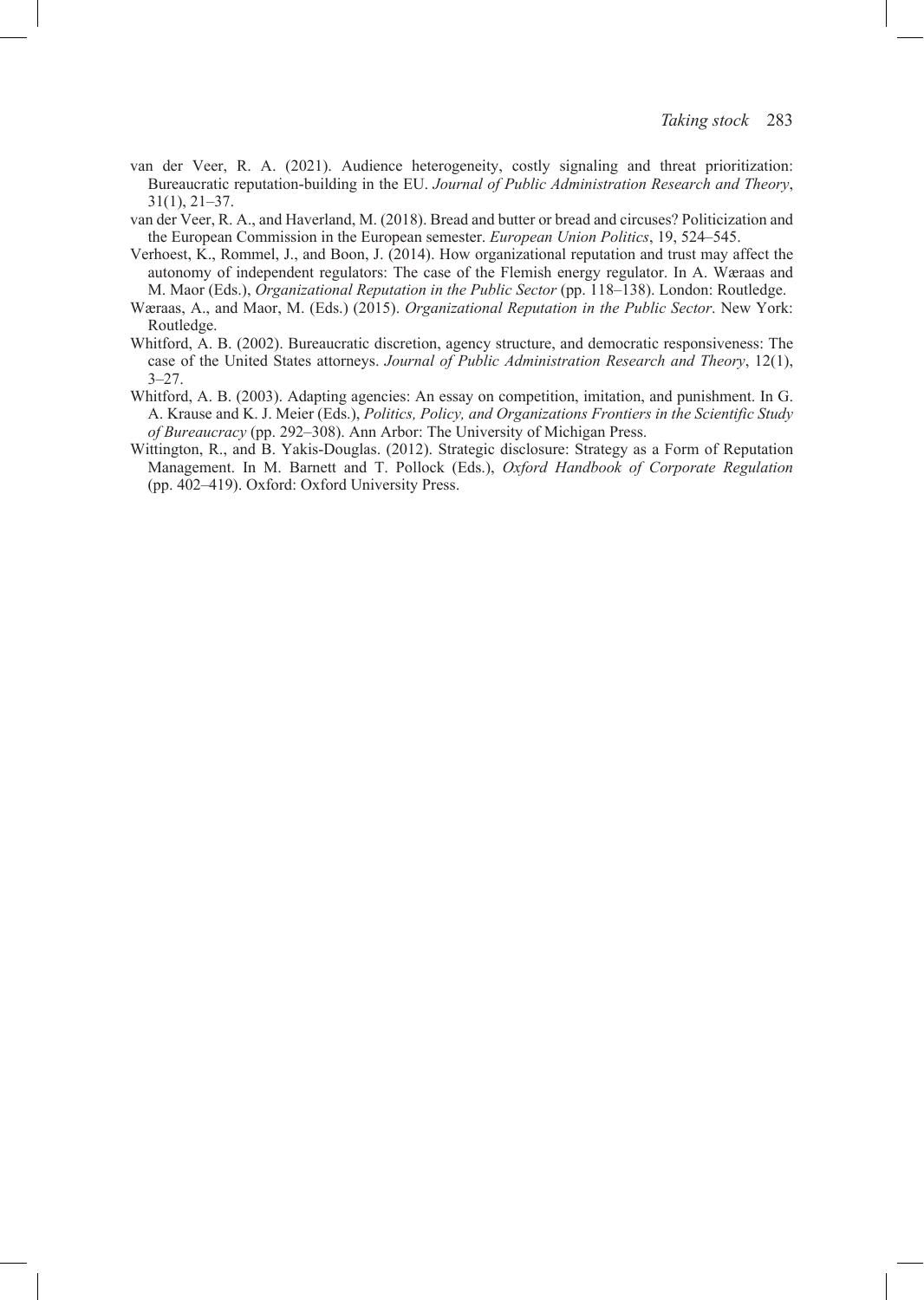van der Veer, R. A. (2021). Audience heterogeneity, costly signaling and threat prioritization: Bureaucratic reputation-building in the EU. *Journal of Public Administration Research and Theory*, 31(1), 21–37.

van der Veer, R. A., and Haverland, M. (2018). Bread and butter or bread and circuses? Politicization and the European Commission in the European semester. *European Union Politics*, 19, 524–545.

Verhoest, K., Rommel, J., and Boon, J. (2014). How organizational reputation and trust may affect the autonomy of independent regulators: The case of the Flemish energy regulator. In A. Wæraas and M. Maor (Eds.), *Organizational Reputation in the Public Sector* (pp. 118–138). London: Routledge.

Wæraas, A., and Maor, M. (Eds.) (2015). *Organizational Reputation in the Public Sector*. New York: Routledge.

Whitford, A. B. (2002). Bureaucratic discretion, agency structure, and democratic responsiveness: The case of the United States attorneys. *Journal of Public Administration Research and Theory*, 12(1), 3–27.

Whitford, A. B. (2003). Adapting agencies: An essay on competition, imitation, and punishment. In G. A. Krause and K. J. Meier (Eds.), *Politics, Policy, and Organizations Frontiers in the Scientific Study of Bureaucracy* (pp. 292–308). Ann Arbor: The University of Michigan Press.

Wittington, R., and B. Yakis-Douglas. (2012). Strategic disclosure: Strategy as a Form of Reputation Management. In M. Barnett and T. Pollock (Eds.), *Oxford Handbook of Corporate Regulation* (pp. 402–419). Oxford: Oxford University Press.